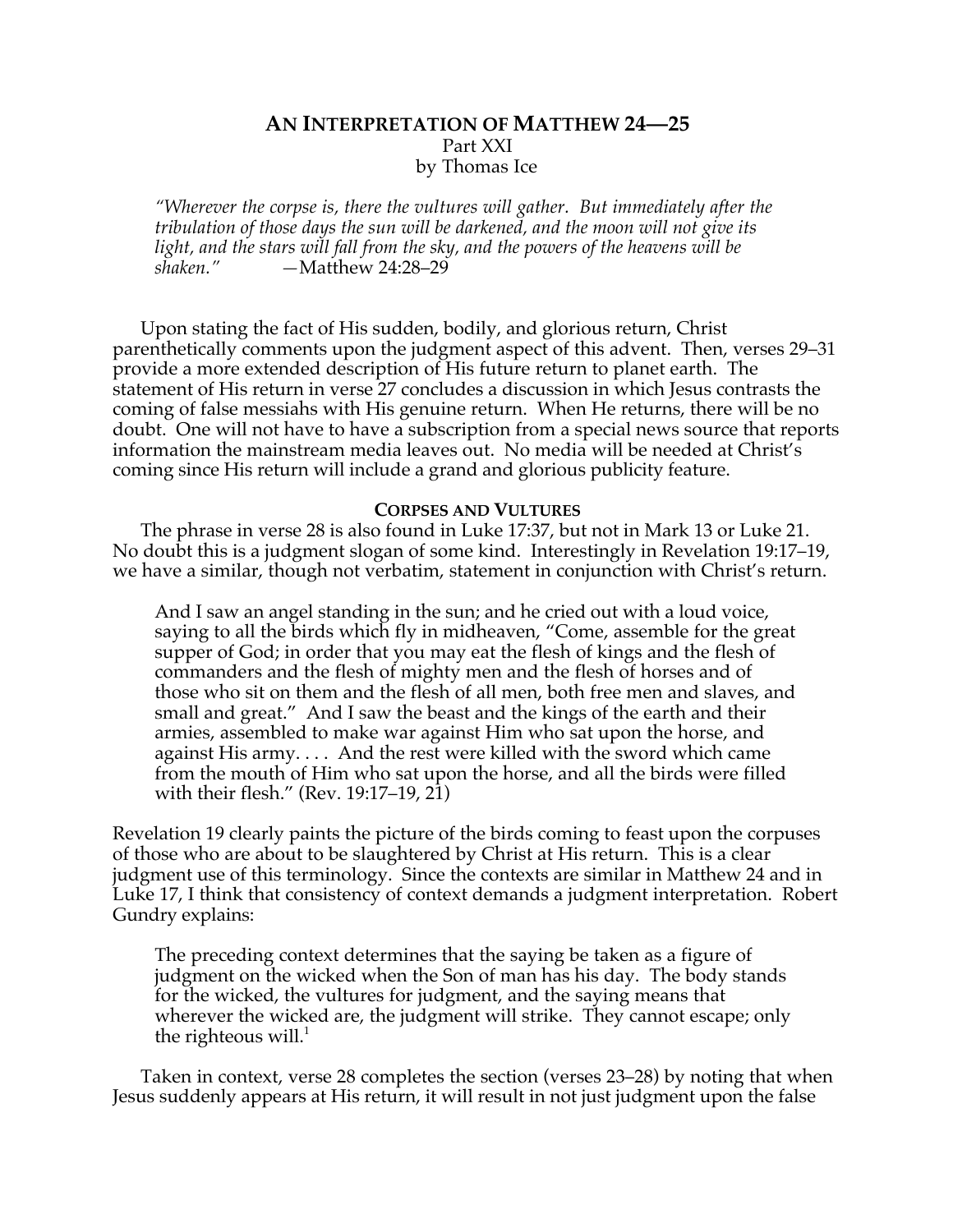# AN INTERPRETATION OF MATTHEW 24—25

Part XXI

by Thomas Ice

> *"Wherever the corpse is, there the vultures will gather. But immediately after the tribulation of those days the sun will be darkened, and the moon will not give its light, and the stars will fall from the sky, and the powers of the heavens will be shaken."* —Matthew 24:28–29

Upon stating the fact of His sudden, bodily, and glorious return, Christ parenthetically comments upon the judgment aspect of this advent. Then, verses 29–31 provide a more extended description of His future return to planet earth. The statement of His return in verse 27 concludes a discussion in which Jesus contrasts the coming of false messiahs with His genuine return. When He returns, there will be no doubt. One will not have to have a subscription from a special news source that reports information the mainstream media leaves out. No media will be needed at Christ's coming since His return will include a grand and glorious publicity feature.

## CORPSES AND VULTURES

The phrase in verse 28 is also found in Luke 17:37, but not in Mark 13 or Luke 21. No doubt this is a judgment slogan of some kind. Interestingly in Revelation 19:17–19, we have a similar, though not verbatim, statement in conjunction with Christ's return.

> And I saw an angel standing in the sun; and he cried out with a loud voice, saying to all the birds which fly in midheaven, "Come, assemble for the great supper of God; in order that you may eat the flesh of kings and the flesh of commanders and the flesh of mighty men and the flesh of horses and of those who sit on them and the flesh of all men, both free men and slaves, and small and great." And I saw the beast and the kings of the earth and their armies, assembled to make war against Him who sat upon the horse, and against His army. . . . And the rest were killed with the sword which came from the mouth of Him who sat upon the horse, and all the birds were filled with their flesh." (Rev. 19:17–19, 21)

Revelation 19 clearly paints the picture of the birds coming to feast upon the corpuses of those who are about to be slaughtered by Christ at His return. This is a clear judgment use of this terminology. Since the contexts are similar in Matthew 24 and in Luke 17, I think that consistency of context demands a judgment interpretation. Robert Gundry explains:

> The preceding context determines that the saying be taken as a figure of judgment on the wicked when the Son of man has his day. The body stands for the wicked, the vultures for judgment, and the saying means that wherever the wicked are, the judgment will strike. They cannot escape; only the righteous will.[1]

Taken in context, verse 28 completes the section (verses 23–28) by noting that when Jesus suddenly appears at His return, it will result in not just judgment upon the false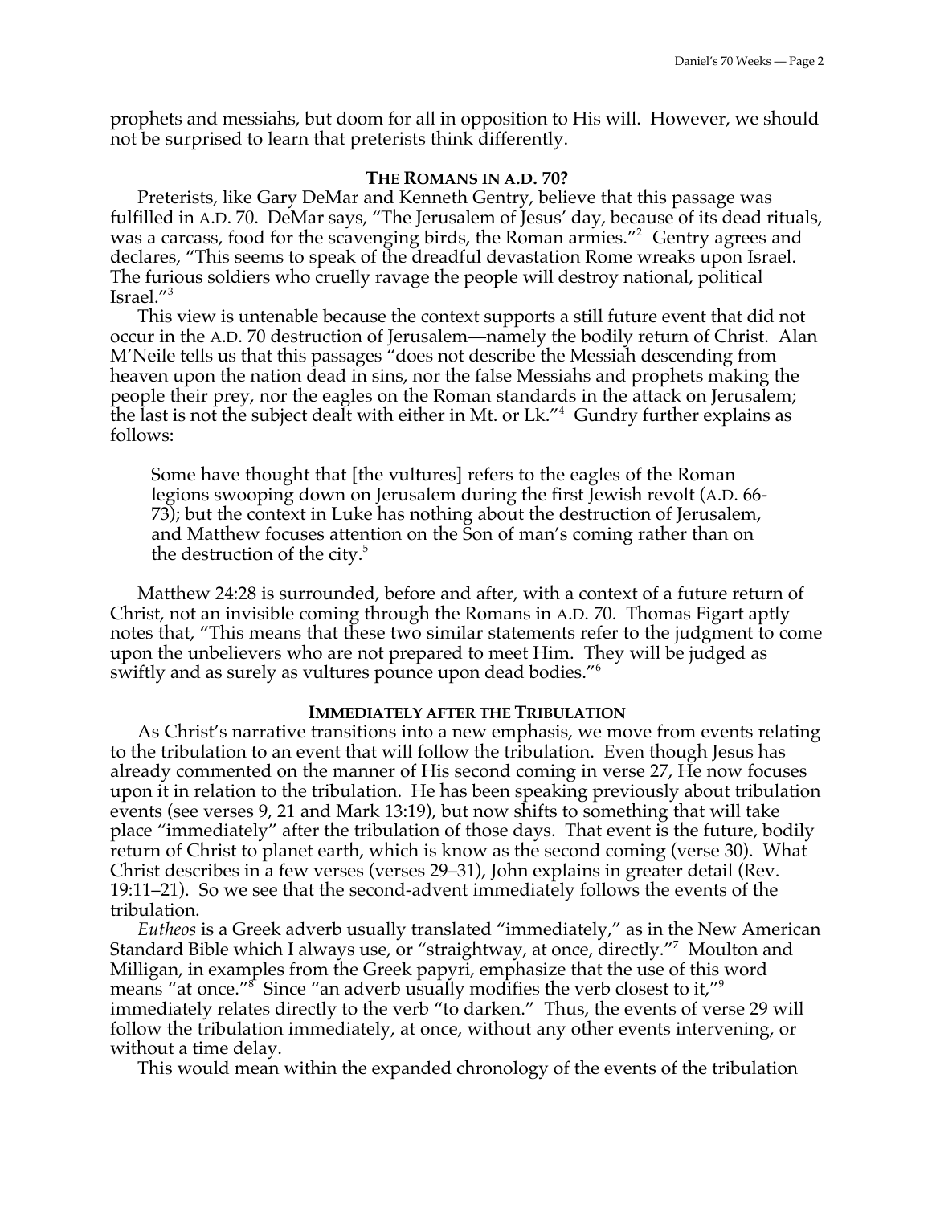prophets and messiahs, but doom for all in opposition to His will. However, we should not be surprised to learn that preterists think differently.

### THE ROMANS IN A.D. 70?

Preterists, like Gary DeMar and Kenneth Gentry, believe that this passage was fulfilled in A.D. 70. DeMar says, "The Jerusalem of Jesus' day, because of its dead rituals, was a carcass, food for the scavenging birds, the Roman armies."[2] Gentry agrees and declares, "This seems to speak of the dreadful devastation Rome wreaks upon Israel. The furious soldiers who cruelly ravage the people will destroy national, political Israel."[3]

This view is untenable because the context supports a still future event that did not occur in the A.D. 70 destruction of Jerusalem—namely the bodily return of Christ. Alan M'Neile tells us that this passages "does not describe the Messiah descending from heaven upon the nation dead in sins, nor the false Messiahs and prophets making the people their prey, nor the eagles on the Roman standards in the attack on Jerusalem; the last is not the subject dealt with either in Mt. or Lk."[4] Gundry further explains as follows:

> Some have thought that [the vultures] refers to the eagles of the Roman legions swooping down on Jerusalem during the first Jewish revolt (A.D. 66-73); but the context in Luke has nothing about the destruction of Jerusalem, and Matthew focuses attention on the Son of man's coming rather than on the destruction of the city.[5]

Matthew 24:28 is surrounded, before and after, with a context of a future return of Christ, not an invisible coming through the Romans in A.D. 70. Thomas Figart aptly notes that, "This means that these two similar statements refer to the judgment to come upon the unbelievers who are not prepared to meet Him. They will be judged as swiftly and as surely as vultures pounce upon dead bodies."[6]

### IMMEDIATELY AFTER THE TRIBULATION

As Christ's narrative transitions into a new emphasis, we move from events relating to the tribulation to an event that will follow the tribulation. Even though Jesus has already commented on the manner of His second coming in verse 27, He now focuses upon it in relation to the tribulation. He has been speaking previously about tribulation events (see verses 9, 21 and Mark 13:19), but now shifts to something that will take place "immediately" after the tribulation of those days. That event is the future, bodily return of Christ to planet earth, which is know as the second coming (verse 30). What Christ describes in a few verses (verses 29–31), John explains in greater detail (Rev. 19:11–21). So we see that the second-advent immediately follows the events of the tribulation.

*Eutheos* is a Greek adverb usually translated "immediately," as in the New American Standard Bible which I always use, or "straightway, at once, directly."[7] Moulton and Milligan, in examples from the Greek papyri, emphasize that the use of this word means "at once."[8] Since "an adverb usually modifies the verb closest to it,"[9] immediately relates directly to the verb "to darken." Thus, the events of verse 29 will follow the tribulation immediately, at once, without any other events intervening, or without a time delay.

This would mean within the expanded chronology of the events of the tribulation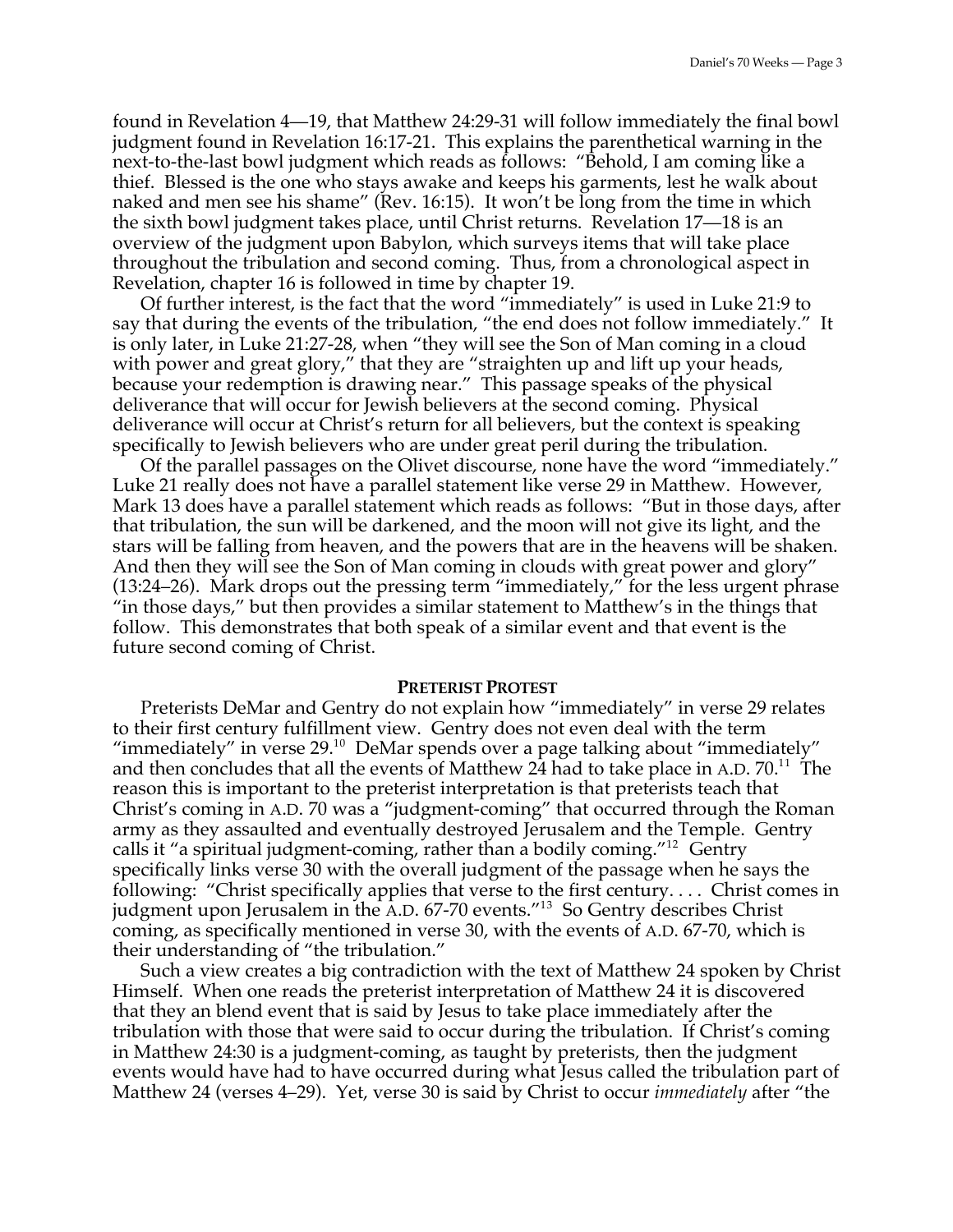found in Revelation 4—19, that Matthew 24:29-31 will follow immediately the final bowl judgment found in Revelation 16:17-21. This explains the parenthetical warning in the next-to-the-last bowl judgment which reads as follows: "Behold, I am coming like a thief. Blessed is the one who stays awake and keeps his garments, lest he walk about naked and men see his shame" (Rev. 16:15). It won't be long from the time in which the sixth bowl judgment takes place, until Christ returns. Revelation 17—18 is an overview of the judgment upon Babylon, which surveys items that will take place throughout the tribulation and second coming. Thus, from a chronological aspect in Revelation, chapter 16 is followed in time by chapter 19.

Of further interest, is the fact that the word "immediately" is used in Luke 21:9 to say that during the events of the tribulation, "the end does not follow immediately." It is only later, in Luke 21:27-28, when "they will see the Son of Man coming in a cloud with power and great glory," that they are "straighten up and lift up your heads, because your redemption is drawing near." This passage speaks of the physical deliverance that will occur for Jewish believers at the second coming. Physical deliverance will occur at Christ's return for all believers, but the context is speaking specifically to Jewish believers who are under great peril during the tribulation.

Of the parallel passages on the Olivet discourse, none have the word "immediately." Luke 21 really does not have a parallel statement like verse 29 in Matthew. However, Mark 13 does have a parallel statement which reads as follows: "But in those days, after that tribulation, the sun will be darkened, and the moon will not give its light, and the stars will be falling from heaven, and the powers that are in the heavens will be shaken. And then they will see the Son of Man coming in clouds with great power and glory" (13:24–26). Mark drops out the pressing term "immediately," for the less urgent phrase "in those days," but then provides a similar statement to Matthew's in the things that follow. This demonstrates that both speak of a similar event and that event is the future second coming of Christ.

## PRETERIST PROTEST

Preterists DeMar and Gentry do not explain how "immediately" in verse 29 relates to their first century fulfillment view. Gentry does not even deal with the term "immediately" in verse 29.[10] DeMar spends over a page talking about "immediately" and then concludes that all the events of Matthew 24 had to take place in A.D. 70.[11] The reason this is important to the preterist interpretation is that preterists teach that Christ's coming in A.D. 70 was a "judgment-coming" that occurred through the Roman army as they assaulted and eventually destroyed Jerusalem and the Temple. Gentry calls it "a spiritual judgment-coming, rather than a bodily coming."[12] Gentry specifically links verse 30 with the overall judgment of the passage when he says the following: "Christ specifically applies that verse to the first century. . . . Christ comes in judgment upon Jerusalem in the A.D. 67-70 events."[13] So Gentry describes Christ coming, as specifically mentioned in verse 30, with the events of A.D. 67-70, which is their understanding of "the tribulation."

Such a view creates a big contradiction with the text of Matthew 24 spoken by Christ Himself. When one reads the preterist interpretation of Matthew 24 it is discovered that they an blend event that is said by Jesus to take place immediately after the tribulation with those that were said to occur during the tribulation. If Christ's coming in Matthew 24:30 is a judgment-coming, as taught by preterists, then the judgment events would have had to have occurred during what Jesus called the tribulation part of Matthew 24 (verses 4–29). Yet, verse 30 is said by Christ to occur *immediately* after "the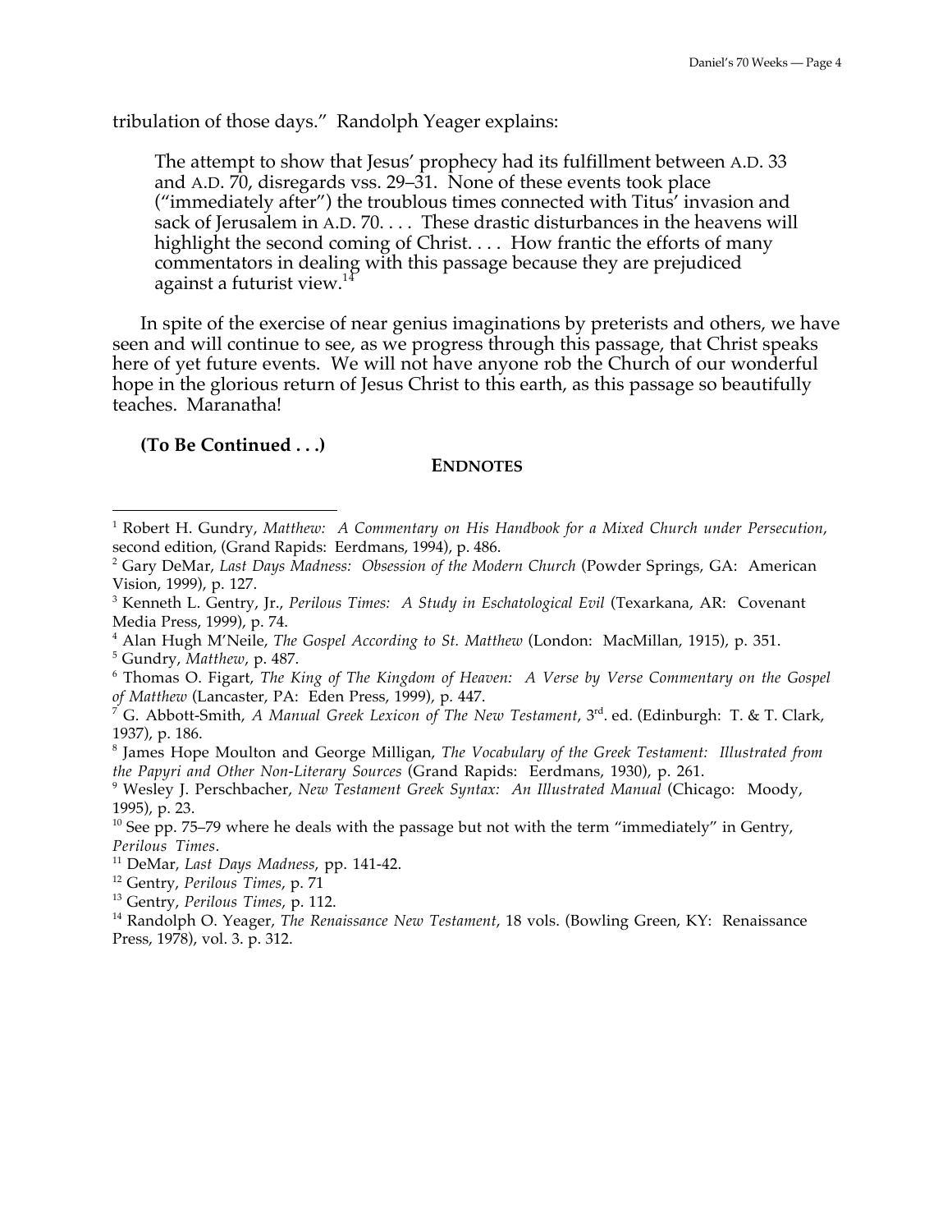tribulation of those days." Randolph Yeager explains:

> The attempt to show that Jesus' prophecy had its fulfillment between A.D. 33 and A.D. 70, disregards vss. 29–31. None of these events took place ("immediately after") the troublous times connected with Titus' invasion and sack of Jerusalem in A.D. 70. . . . These drastic disturbances in the heavens will highlight the second coming of Christ. . . . How frantic the efforts of many commentators in dealing with this passage because they are prejudiced against a futurist view.[14]

In spite of the exercise of near genius imaginations by preterists and others, we have seen and will continue to see, as we progress through this passage, that Christ speaks here of yet future events. We will not have anyone rob the Church of our wonderful hope in the glorious return of Jesus Christ to this earth, as this passage so beautifully teaches. Maranatha!

**(To Be Continued . . .)**

## ENDNOTES

[1] Robert H. Gundry, *Matthew: A Commentary on His Handbook for a Mixed Church under Persecution*, second edition, (Grand Rapids: Eerdmans, 1994), p. 486.

[2] Gary DeMar, *Last Days Madness: Obsession of the Modern Church* (Powder Springs, GA: American Vision, 1999), p. 127.

[3] Kenneth L. Gentry, Jr., *Perilous Times: A Study in Eschatological Evil* (Texarkana, AR: Covenant Media Press, 1999), p. 74.

[4] Alan Hugh M'Neile, *The Gospel According to St. Matthew* (London: MacMillan, 1915), p. 351.

[5] Gundry, *Matthew*, p. 487.

[6] Thomas O. Figart, *The King of The Kingdom of Heaven: A Verse by Verse Commentary on the Gospel of Matthew* (Lancaster, PA: Eden Press, 1999), p. 447.

[7] G. Abbott-Smith, *A Manual Greek Lexicon of The New Testament*, 3rd. ed. (Edinburgh: T. & T. Clark, 1937), p. 186.

[8] James Hope Moulton and George Milligan, *The Vocabulary of the Greek Testament: Illustrated from the Papyri and Other Non-Literary Sources* (Grand Rapids: Eerdmans, 1930), p. 261.

[9] Wesley J. Perschbacher, *New Testament Greek Syntax: An Illustrated Manual* (Chicago: Moody, 1995), p. 23.

[10] See pp. 75–79 where he deals with the passage but not with the term "immediately" in Gentry, *Perilous Times*.

[11] DeMar, *Last Days Madness*, pp. 141-42.

[12] Gentry, *Perilous Times*, p. 71

[13] Gentry, *Perilous Times*, p. 112.

[14] Randolph O. Yeager, *The Renaissance New Testament*, 18 vols. (Bowling Green, KY: Renaissance Press, 1978), vol. 3. p. 312.